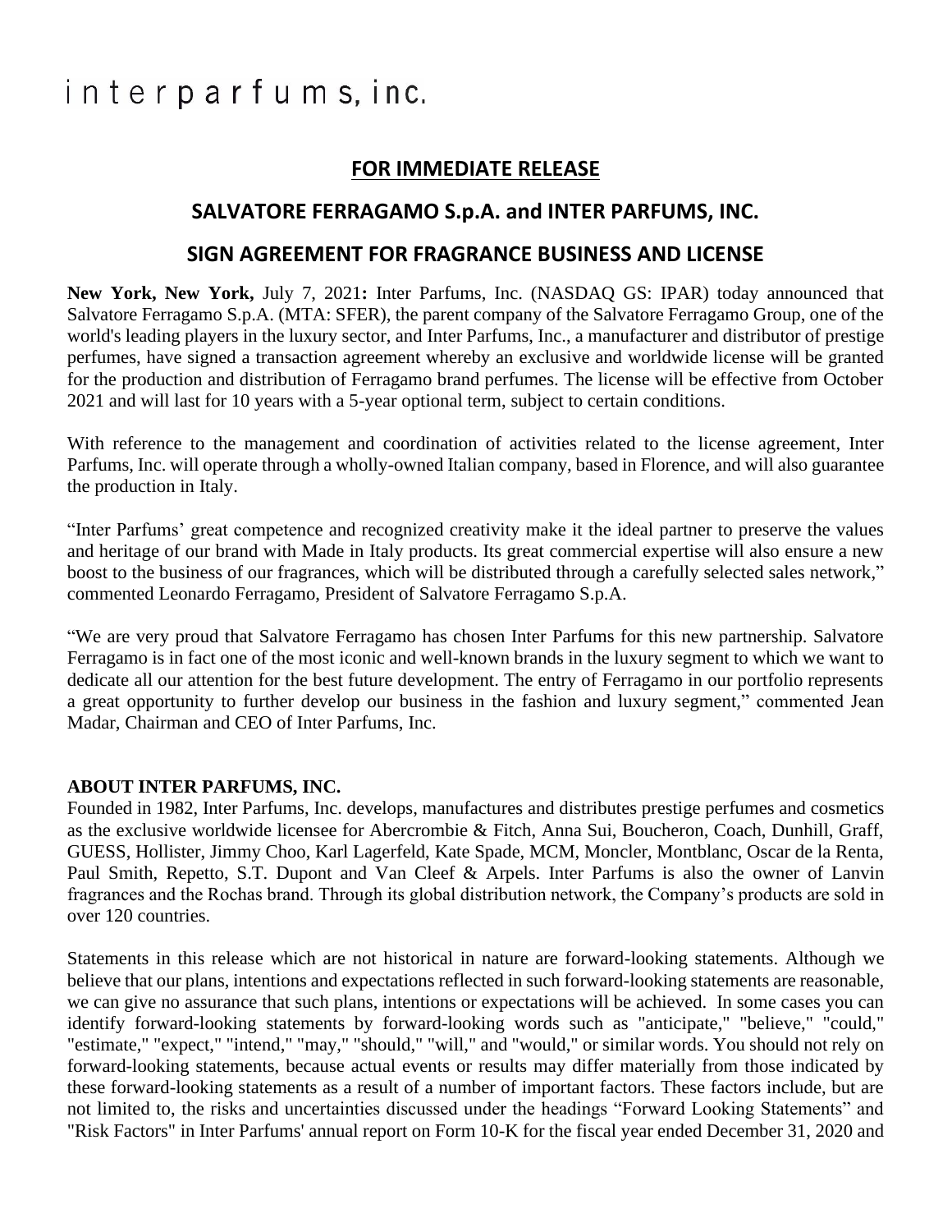interparfums, inc.

## FOR IMMEDIATE RELEASE

## SALVATORE FERRAGAMO S.p.A. and INTER PARFUMS, INC.

## SIGN AGREEMENT FOR FRAGRANCE BUSINESS AND LICENSE

**New York, New York,** July 7, 2021**:** Inter Parfums, Inc. (NASDAQ GS: IPAR) today announced that Salvatore Ferragamo S.p.A. (MTA: SFER), the parent company of the Salvatore Ferragamo Group, one of the world's leading players in the luxury sector, and Inter Parfums, Inc., a manufacturer and distributor of prestige perfumes, have signed a transaction agreement whereby an exclusive and worldwide license will be granted for the production and distribution of Ferragamo brand perfumes. The license will be effective from October 2021 and will last for 10 years with a 5-year optional term, subject to certain conditions.

With reference to the management and coordination of activities related to the license agreement, Inter Parfums, Inc. will operate through a wholly-owned Italian company, based in Florence, and will also guarantee the production in Italy.

"Inter Parfums' great competence and recognized creativity make it the ideal partner to preserve the values and heritage of our brand with Made in Italy products. Its great commercial expertise will also ensure a new boost to the business of our fragrances, which will be distributed through a carefully selected sales network," commented Leonardo Ferragamo, President of Salvatore Ferragamo S.p.A.

"We are very proud that Salvatore Ferragamo has chosen Inter Parfums for this new partnership. Salvatore Ferragamo is in fact one of the most iconic and well-known brands in the luxury segment to which we want to dedicate all our attention for the best future development. The entry of Ferragamo in our portfolio represents a great opportunity to further develop our business in the fashion and luxury segment," commented Jean Madar, Chairman and CEO of Inter Parfums, Inc.

**ABOUT INTER PARFUMS, INC.**

Founded in 1982, Inter Parfums, Inc. develops, manufactures and distributes prestige perfumes and cosmetics as the exclusive worldwide licensee for Abercrombie & Fitch, Anna Sui, Boucheron, Coach, Dunhill, Graff, GUESS, Hollister, Jimmy Choo, Karl Lagerfeld, Kate Spade, MCM, Moncler, Montblanc, Oscar de la Renta, Paul Smith, Repetto, S.T. Dupont and Van Cleef & Arpels. Inter Parfums is also the owner of Lanvin fragrances and the Rochas brand. Through its global distribution network, the Company's products are sold in over 120 countries.

Statements in this release which are not historical in nature are forward-looking statements. Although we believe that our plans, intentions and expectations reflected in such forward-looking statements are reasonable, we can give no assurance that such plans, intentions or expectations will be achieved. In some cases you can identify forward-looking statements by forward-looking words such as "anticipate," "believe," "could," "estimate," "expect," "intend," "may," "should," "will," and "would," or similar words. You should not rely on forward-looking statements, because actual events or results may differ materially from those indicated by these forward-looking statements as a result of a number of important factors. These factors include, but are not limited to, the risks and uncertainties discussed under the headings "Forward Looking Statements" and "Risk Factors" in Inter Parfums' annual report on Form 10-K for the fiscal year ended December 31, 2020 and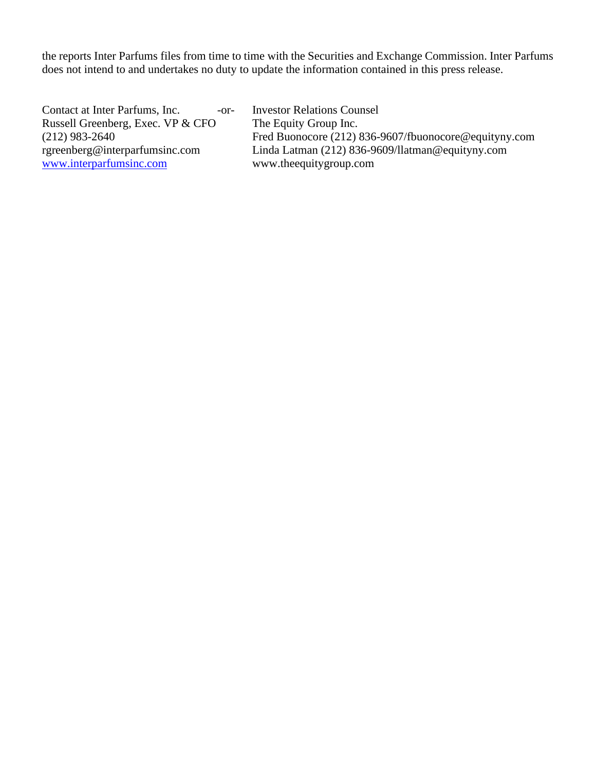the reports Inter Parfums files from time to time with the Securities and Exchange Commission. Inter Parfums does not intend to and undertakes no duty to update the information contained in this press release.

| | | |
|---|---|---|
| Contact at Inter Parfums, Inc. | -or- | Investor Relations Counsel |
| Russell Greenberg, Exec. VP & CFO | | The Equity Group Inc. |
| (212) 983-2640 | | Fred Buonocore (212) 836-9607/fbuonocore@equityny.com |
| rgreenberg@interparfumsinc.com | | Linda Latman (212) 836-9609/llatman@equityny.com |
| www.interparfumsinc.com | | www.theequitygroup.com |